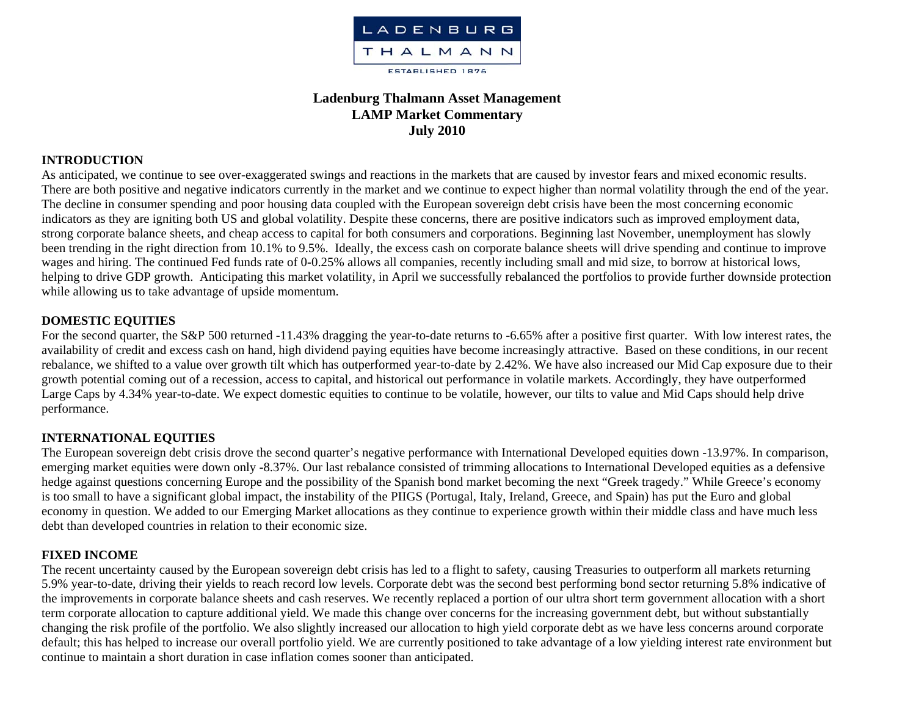LADENBURG THALMANN

ESTABLISHED 1876

# Ladenburg Thalmann Asset Management
# LAMP Market Commentary
# July 2010

## INTRODUCTION

As anticipated, we continue to see over-exaggerated swings and reactions in the markets that are caused by investor fears and mixed economic results. There are both positive and negative indicators currently in the market and we continue to expect higher than normal volatility through the end of the year. The decline in consumer spending and poor housing data coupled with the European sovereign debt crisis have been the most concerning economic indicators as they are igniting both US and global volatility. Despite these concerns, there are positive indicators such as improved employment data, strong corporate balance sheets, and cheap access to capital for both consumers and corporations. Beginning last November, unemployment has slowly been trending in the right direction from 10.1% to 9.5%. Ideally, the excess cash on corporate balance sheets will drive spending and continue to improve wages and hiring. The continued Fed funds rate of 0-0.25% allows all companies, recently including small and mid size, to borrow at historical lows, helping to drive GDP growth. Anticipating this market volatility, in April we successfully rebalanced the portfolios to provide further downside protection while allowing us to take advantage of upside momentum.

## DOMESTIC EQUITIES

For the second quarter, the S&P 500 returned -11.43% dragging the year-to-date returns to -6.65% after a positive first quarter. With low interest rates, the availability of credit and excess cash on hand, high dividend paying equities have become increasingly attractive. Based on these conditions, in our recent rebalance, we shifted to a value over growth tilt which has outperformed year-to-date by 2.42%. We have also increased our Mid Cap exposure due to their growth potential coming out of a recession, access to capital, and historical out performance in volatile markets. Accordingly, they have outperformed Large Caps by 4.34% year-to-date. We expect domestic equities to continue to be volatile, however, our tilts to value and Mid Caps should help drive performance.

## INTERNATIONAL EQUITIES

The European sovereign debt crisis drove the second quarter's negative performance with International Developed equities down -13.97%. In comparison, emerging market equities were down only -8.37%. Our last rebalance consisted of trimming allocations to International Developed equities as a defensive hedge against questions concerning Europe and the possibility of the Spanish bond market becoming the next "Greek tragedy." While Greece's economy is too small to have a significant global impact, the instability of the PIIGS (Portugal, Italy, Ireland, Greece, and Spain) has put the Euro and global economy in question. We added to our Emerging Market allocations as they continue to experience growth within their middle class and have much less debt than developed countries in relation to their economic size.

## FIXED INCOME

The recent uncertainty caused by the European sovereign debt crisis has led to a flight to safety, causing Treasuries to outperform all markets returning 5.9% year-to-date, driving their yields to reach record low levels. Corporate debt was the second best performing bond sector returning 5.8% indicative of the improvements in corporate balance sheets and cash reserves. We recently replaced a portion of our ultra short term government allocation with a short term corporate allocation to capture additional yield. We made this change over concerns for the increasing government debt, but without substantially changing the risk profile of the portfolio. We also slightly increased our allocation to high yield corporate debt as we have less concerns around corporate default; this has helped to increase our overall portfolio yield. We are currently positioned to take advantage of a low yielding interest rate environment but continue to maintain a short duration in case inflation comes sooner than anticipated.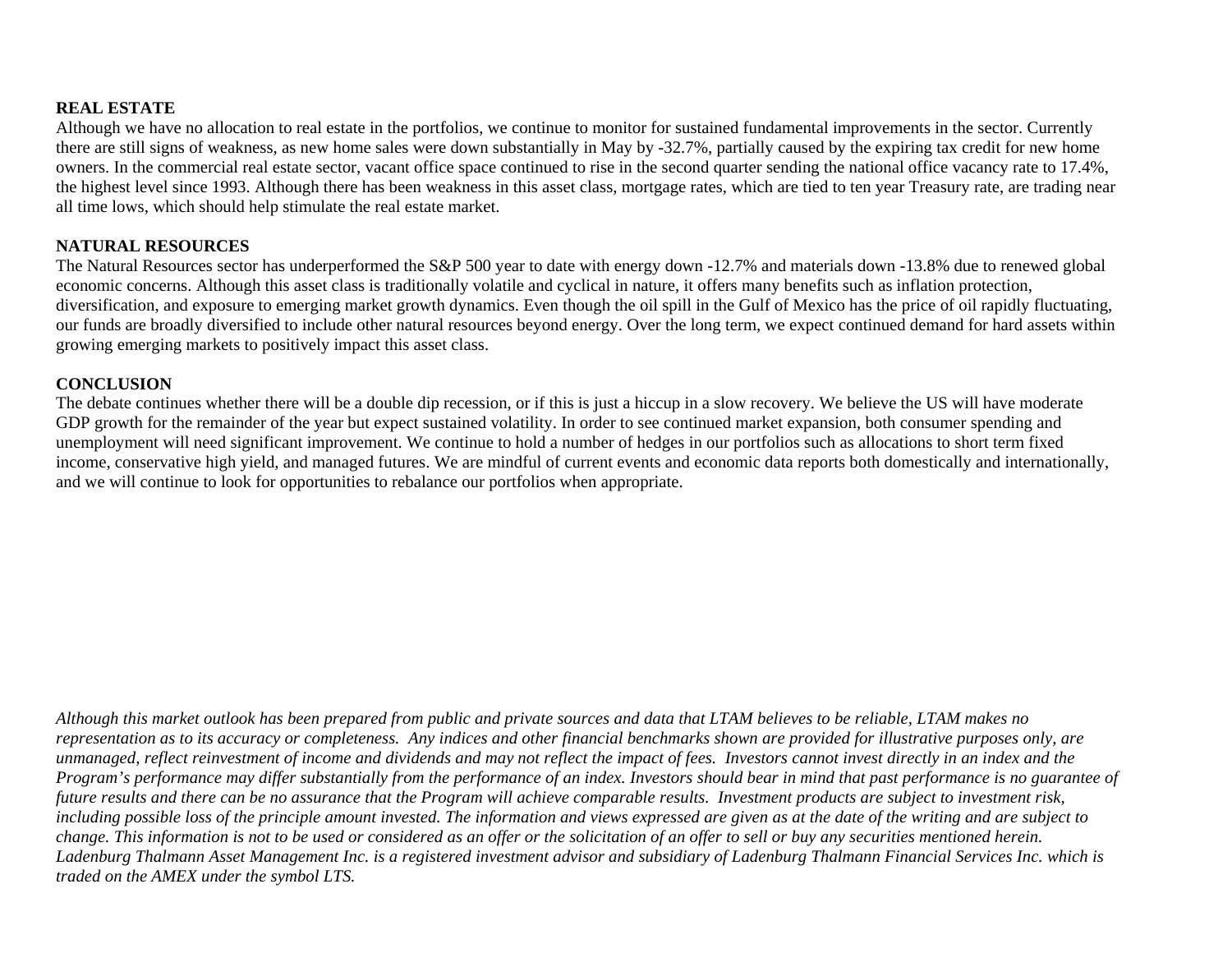**REAL ESTATE**

Although we have no allocation to real estate in the portfolios, we continue to monitor for sustained fundamental improvements in the sector. Currently there are still signs of weakness, as new home sales were down substantially in May by -32.7%, partially caused by the expiring tax credit for new home owners. In the commercial real estate sector, vacant office space continued to rise in the second quarter sending the national office vacancy rate to 17.4%, the highest level since 1993. Although there has been weakness in this asset class, mortgage rates, which are tied to ten year Treasury rate, are trading near all time lows, which should help stimulate the real estate market.

**NATURAL RESOURCES**

The Natural Resources sector has underperformed the S&P 500 year to date with energy down -12.7% and materials down -13.8% due to renewed global economic concerns. Although this asset class is traditionally volatile and cyclical in nature, it offers many benefits such as inflation protection, diversification, and exposure to emerging market growth dynamics. Even though the oil spill in the Gulf of Mexico has the price of oil rapidly fluctuating, our funds are broadly diversified to include other natural resources beyond energy. Over the long term, we expect continued demand for hard assets within growing emerging markets to positively impact this asset class.

**CONCLUSION**

The debate continues whether there will be a double dip recession, or if this is just a hiccup in a slow recovery. We believe the US will have moderate GDP growth for the remainder of the year but expect sustained volatility. In order to see continued market expansion, both consumer spending and unemployment will need significant improvement. We continue to hold a number of hedges in our portfolios such as allocations to short term fixed income, conservative high yield, and managed futures. We are mindful of current events and economic data reports both domestically and internationally, and we will continue to look for opportunities to rebalance our portfolios when appropriate.

*Although this market outlook has been prepared from public and private sources and data that LTAM believes to be reliable, LTAM makes no representation as to its accuracy or completeness. Any indices and other financial benchmarks shown are provided for illustrative purposes only, are unmanaged, reflect reinvestment of income and dividends and may not reflect the impact of fees. Investors cannot invest directly in an index and the Program's performance may differ substantially from the performance of an index. Investors should bear in mind that past performance is no guarantee of future results and there can be no assurance that the Program will achieve comparable results. Investment products are subject to investment risk, including possible loss of the principle amount invested. The information and views expressed are given as at the date of the writing and are subject to change. This information is not to be used or considered as an offer or the solicitation of an offer to sell or buy any securities mentioned herein. Ladenburg Thalmann Asset Management Inc. is a registered investment advisor and subsidiary of Ladenburg Thalmann Financial Services Inc. which is traded on the AMEX under the symbol LTS.*